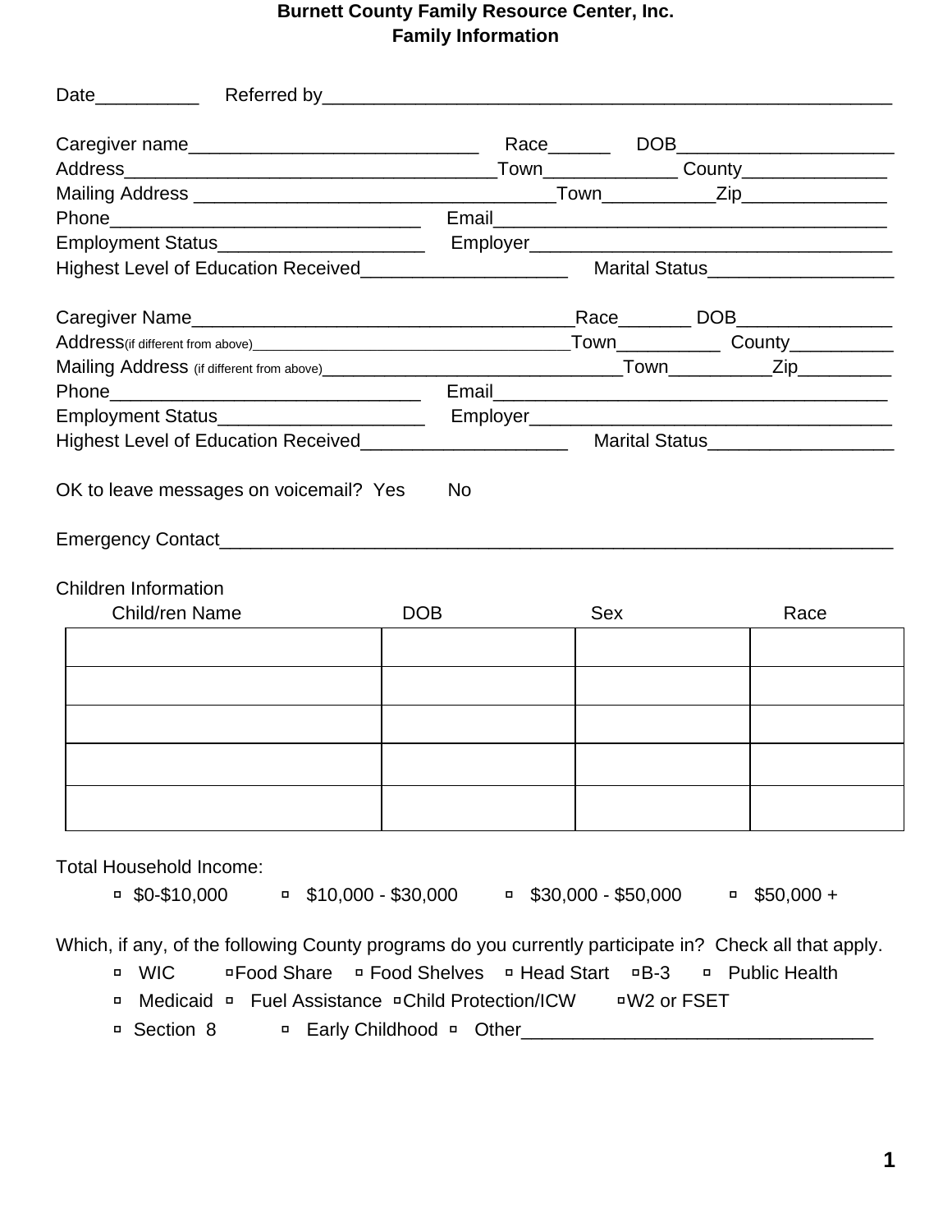# Burnett County Family Resource Center, Inc.
## Family Information

Date__________ Referred by________________________________________________________

Caregiver name____________________________ Race______ DOB_____________________
Address___________________________________Town_____________ County______________
Mailing Address _________________________________Town___________Zip______________
Phone______________________________ Email______________________________________
Employment Status____________________ Employer___________________________________
Highest Level of Education Received____________________ Marital Status__________________

Caregiver Name____________________________________Race_______ DOB_______________
Address(if different from above)__________________________________Town__________ County__________
Mailing Address (if different from above)_____________________________Town__________Zip_________
Phone______________________________ Email______________________________________
Employment Status____________________ Employer___________________________________
Highest Level of Education Received____________________ Marital Status__________________

OK to leave messages on voicemail? Yes No

Emergency Contact_______________________________________________________________

Children Information

| Child/ren Name | DOB | Sex | Race |
|---|---|---|---|
| | | | |
| | | | |
| | | | |
| | | | |
| | | | |

Total Household Income:

- ▫ $0-$10,000 ▫ $10,000 - $30,000 ▫ $30,000 - $50,000 ▫ $50,000 +

Which, if any, of the following County programs do you currently participate in? Check all that apply.

- ▫ WIC ▫Food Share ▫ Food Shelves ▫ Head Start ▫B-3 ▫ Public Health
- ▫ Medicaid ▫ Fuel Assistance ▫Child Protection/ICW ▫W2 or FSET
- ▫ Section 8 ▫ Early Childhood ▫ Other_________________________________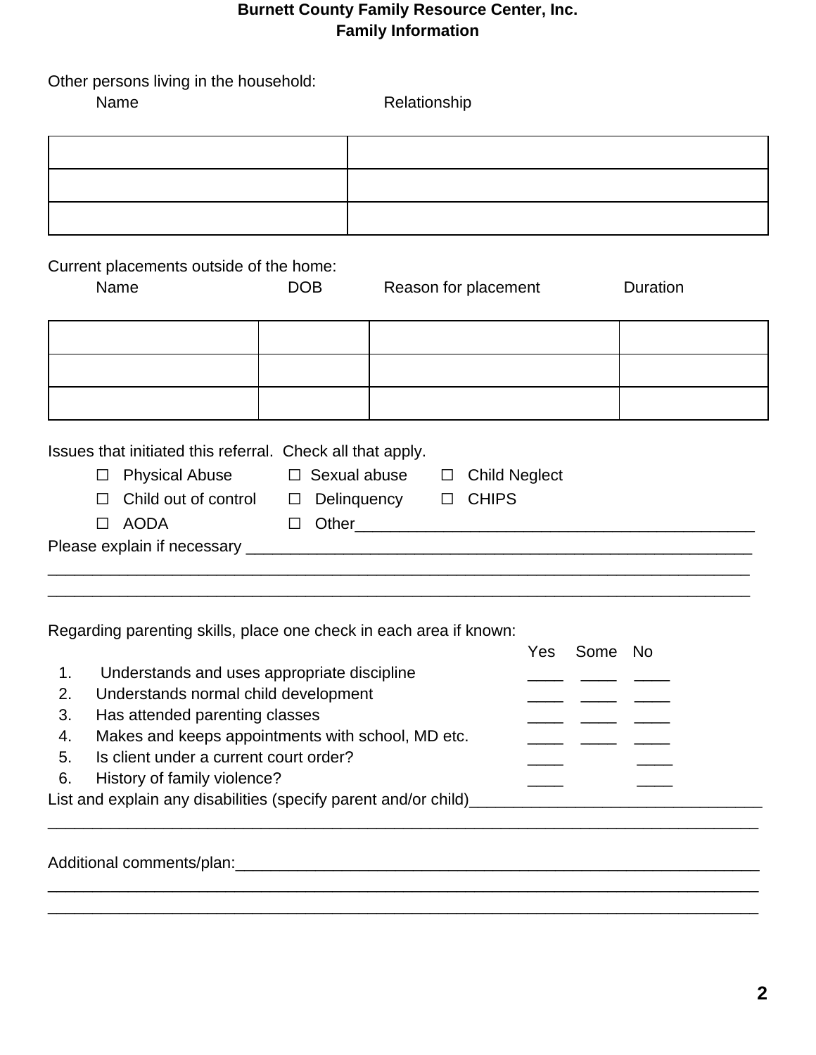**Burnett County Family Resource Center, Inc.**
**Family Information**

Other persons living in the household:

| Name | Relationship |
|---|---|
| | |
| | |
| | |

Current placements outside of the home:

| Name | DOB | Reason for placement | Duration |
|---|---|---|---|
| | | | |
| | | | |
| | | | |

Issues that initiated this referral. Check all that apply.

☐ Physical Abuse ☐ Sexual abuse ☐ Child Neglect
☐ Child out of control ☐ Delinquency ☐ CHIPS
☐ AODA ☐ Other_____________________________________________

Please explain if necessary _________________________________________________________
_______________________________________________________________________________
_______________________________________________________________________________

Regarding parenting skills, place one check in each area if known:

| | Yes | Some | No |
|---|---|---|---|
| 1. Understands and uses appropriate discipline | ____ | ____ | ____ |
| 2. Understands normal child development | ____ | ____ | ____ |
| 3. Has attended parenting classes | ____ | ____ | ____ |
| 4. Makes and keeps appointments with school, MD etc. | ____ | ____ | ____ |
| 5. Is client under a current court order? | ____ | | ____ |
| 6. History of family violence? | ____ | | ____ |

List and explain any disabilities (specify parent and/or child)________________________________
_______________________________________________________________________________

Additional comments/plan:_____________________________________________________________
_______________________________________________________________________________
_______________________________________________________________________________